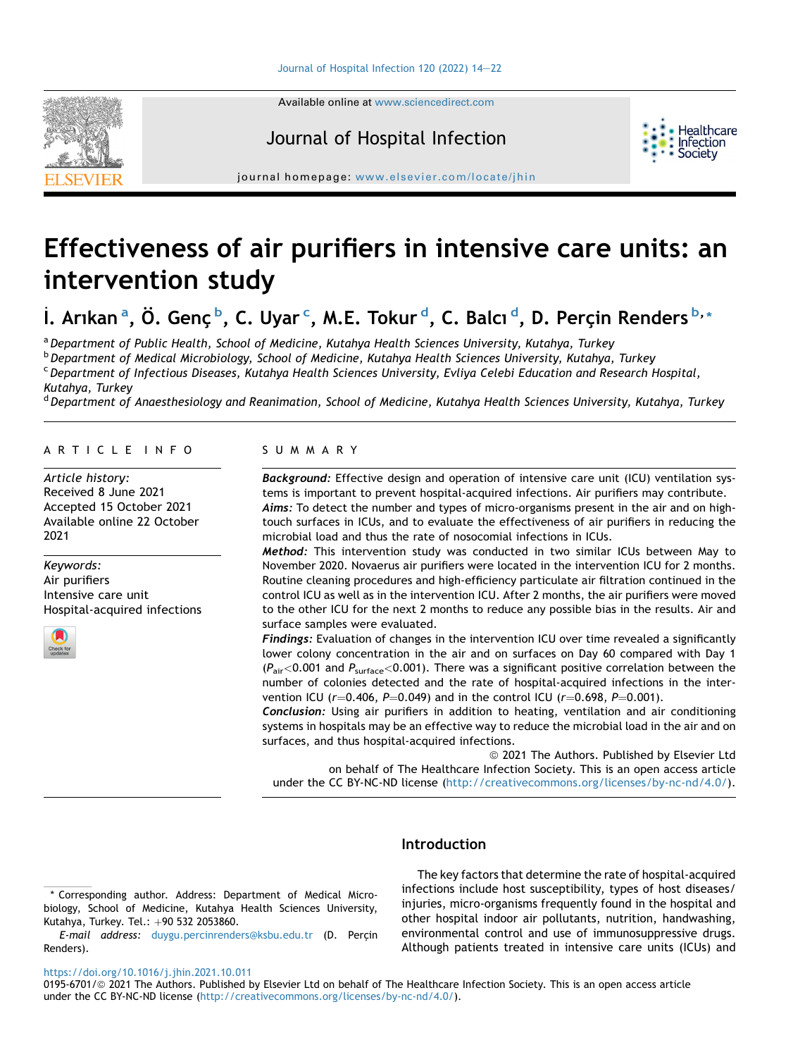# Effectiveness of air purifiers in intensive care units: an intervention study

İ. Arıkan [a], Ö. Genç [b], C. Uyar [c], M.E. Tokur [d], C. Balcı [d], D. Perçin Renders [b,*]

[a] Department of Public Health, School of Medicine, Kutahya Health Sciences University, Kutahya, Turkey
[b] Department of Medical Microbiology, School of Medicine, Kutahya Health Sciences University, Kutahya, Turkey
[c] Department of Infectious Diseases, Kutahya Health Sciences University, Evliya Celebi Education and Research Hospital, Kutahya, Turkey
[d] Department of Anaesthesiology and Reanimation, School of Medicine, Kutahya Health Sciences University, Kutahya, Turkey

## ARTICLE INFO

*Article history:*
Received 8 June 2021
Accepted 15 October 2021
Available online 22 October 2021

*Keywords:*
Air purifiers
Intensive care unit
Hospital-acquired infections

## SUMMARY

***Background:*** Effective design and operation of intensive care unit (ICU) ventilation systems is important to prevent hospital-acquired infections. Air purifiers may contribute.

***Aims:*** To detect the number and types of micro-organisms present in the air and on high-touch surfaces in ICUs, and to evaluate the effectiveness of air purifiers in reducing the microbial load and thus the rate of nosocomial infections in ICUs.

***Method:*** This intervention study was conducted in two similar ICUs between May to November 2020. Novaerus air purifiers were located in the intervention ICU for 2 months. Routine cleaning procedures and high-efficiency particulate air filtration continued in the control ICU as well as in the intervention ICU. After 2 months, the air purifiers were moved to the other ICU for the next 2 months to reduce any possible bias in the results. Air and surface samples were evaluated.

***Findings:*** Evaluation of changes in the intervention ICU over time revealed a significantly lower colony concentration in the air and on surfaces on Day 60 compared with Day 1 ($P_{air}$<0.001 and $P_{surface}$<0.001). There was a significant positive correlation between the number of colonies detected and the rate of hospital-acquired infections in the intervention ICU ($r$=0.406, $P$=0.049) and in the control ICU ($r$=0.698, $P$=0.001).

***Conclusion:*** Using air purifiers in addition to heating, ventilation and air conditioning systems in hospitals may be an effective way to reduce the microbial load in the air and on surfaces, and thus hospital-acquired infections.

© 2021 The Authors. Published by Elsevier Ltd on behalf of The Healthcare Infection Society. This is an open access article under the CC BY-NC-ND license (http://creativecommons.org/licenses/by-nc-nd/4.0/).

## Introduction

The key factors that determine the rate of hospital-acquired infections include host susceptibility, types of host diseases/injuries, micro-organisms frequently found in the hospital and other hospital indoor air pollutants, nutrition, handwashing, environmental control and use of immunosuppressive drugs. Although patients treated in intensive care units (ICUs) and

\* Corresponding author. Address: Department of Medical Microbiology, School of Medicine, Kutahya Health Sciences University, Kutahya, Turkey. Tel.: +90 532 2053860.
*E-mail address:* duygu.percinrenders@ksbu.edu.tr (D. Perçin Renders).

https://doi.org/10.1016/j.jhin.2021.10.011
0195-6701/© 2021 The Authors. Published by Elsevier Ltd on behalf of The Healthcare Infection Society. This is an open access article under the CC BY-NC-ND license (http://creativecommons.org/licenses/by-nc-nd/4.0/).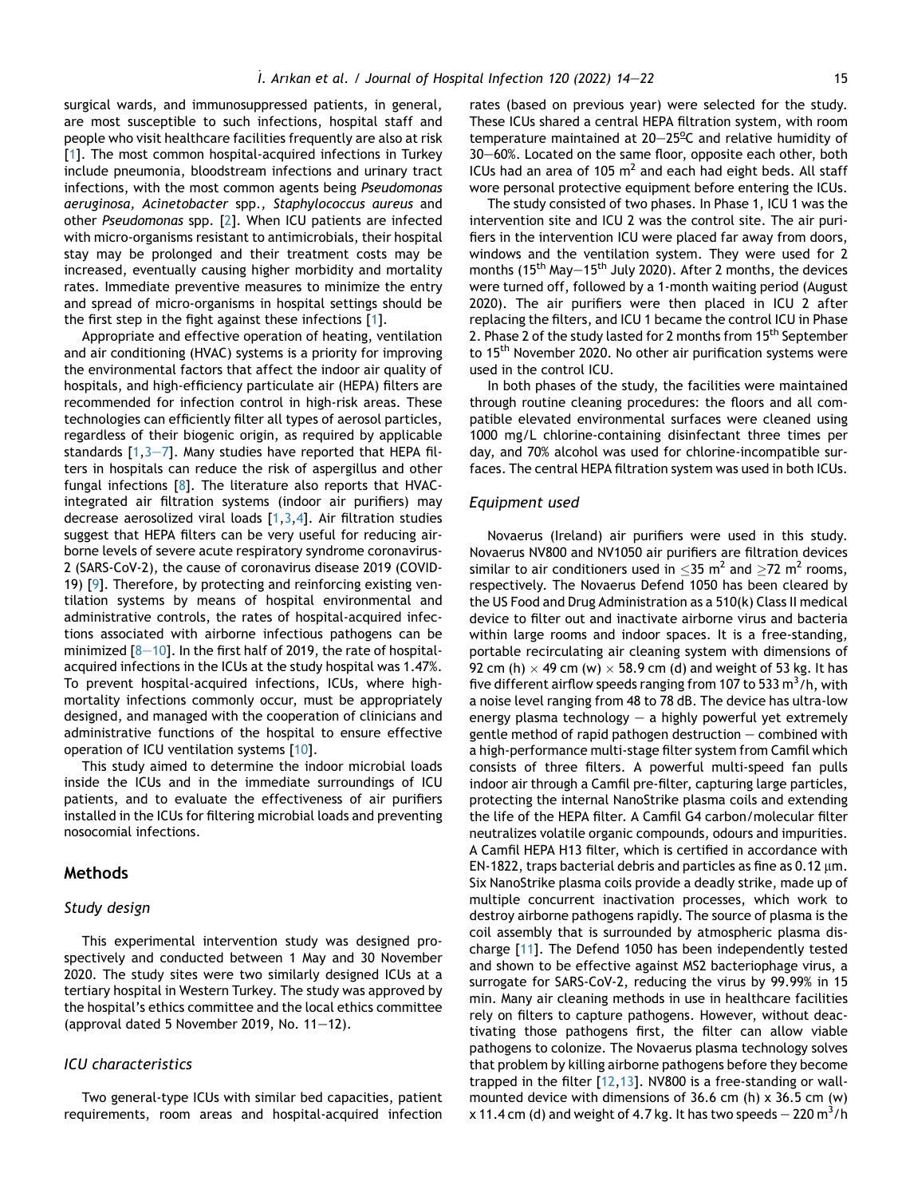surgical wards, and immunosuppressed patients, in general, are most susceptible to such infections, hospital staff and people who visit healthcare facilities frequently are also at risk [1]. The most common hospital-acquired infections in Turkey include pneumonia, bloodstream infections and urinary tract infections, with the most common agents being *Pseudomonas aeruginosa, Acinetobacter* spp., *Staphylococcus aureus* and other *Pseudomonas* spp. [2]. When ICU patients are infected with micro-organisms resistant to antimicrobials, their hospital stay may be prolonged and their treatment costs may be increased, eventually causing higher morbidity and mortality rates. Immediate preventive measures to minimize the entry and spread of micro-organisms in hospital settings should be the first step in the fight against these infections [1].

Appropriate and effective operation of heating, ventilation and air conditioning (HVAC) systems is a priority for improving the environmental factors that affect the indoor air quality of hospitals, and high-efficiency particulate air (HEPA) filters are recommended for infection control in high-risk areas. These technologies can efficiently filter all types of aerosol particles, regardless of their biogenic origin, as required by applicable standards [1,3–7]. Many studies have reported that HEPA filters in hospitals can reduce the risk of aspergillus and other fungal infections [8]. The literature also reports that HVAC-integrated air filtration systems (indoor air purifiers) may decrease aerosolized viral loads [1,3,4]. Air filtration studies suggest that HEPA filters can be very useful for reducing airborne levels of severe acute respiratory syndrome coronavirus-2 (SARS-CoV-2), the cause of coronavirus disease 2019 (COVID-19) [9]. Therefore, by protecting and reinforcing existing ventilation systems by means of hospital environmental and administrative controls, the rates of hospital-acquired infections associated with airborne infectious pathogens can be minimized [8–10]. In the first half of 2019, the rate of hospital-acquired infections in the ICUs at the study hospital was 1.47%. To prevent hospital-acquired infections, ICUs, where high-mortality infections commonly occur, must be appropriately designed, and managed with the cooperation of clinicians and administrative functions of the hospital to ensure effective operation of ICU ventilation systems [10].

This study aimed to determine the indoor microbial loads inside the ICUs and in the immediate surroundings of ICU patients, and to evaluate the effectiveness of air purifiers installed in the ICUs for filtering microbial loads and preventing nosocomial infections.

## Methods

### Study design

This experimental intervention study was designed prospectively and conducted between 1 May and 30 November 2020. The study sites were two similarly designed ICUs at a tertiary hospital in Western Turkey. The study was approved by the hospital's ethics committee and the local ethics committee (approval dated 5 November 2019, No. 11–12).

### ICU characteristics

Two general-type ICUs with similar bed capacities, patient requirements, room areas and hospital-acquired infection rates (based on previous year) were selected for the study. These ICUs shared a central HEPA filtration system, with room temperature maintained at 20–25ºC and relative humidity of 30–60%. Located on the same floor, opposite each other, both ICUs had an area of 105 $m^2$ and each had eight beds. All staff wore personal protective equipment before entering the ICUs.

The study consisted of two phases. In Phase 1, ICU 1 was the intervention site and ICU 2 was the control site. The air purifiers in the intervention ICU were placed far away from doors, windows and the ventilation system. They were used for 2 months (15th May–15th July 2020). After 2 months, the devices were turned off, followed by a 1-month waiting period (August 2020). The air purifiers were then placed in ICU 2 after replacing the filters, and ICU 1 became the control ICU in Phase 2. Phase 2 of the study lasted for 2 months from 15th September to 15th November 2020. No other air purification systems were used in the control ICU.

In both phases of the study, the facilities were maintained through routine cleaning procedures: the floors and all compatible elevated environmental surfaces were cleaned using 1000 mg/L chlorine-containing disinfectant three times per day, and 70% alcohol was used for chlorine-incompatible surfaces. The central HEPA filtration system was used in both ICUs.

### Equipment used

Novaerus (Ireland) air purifiers were used in this study. Novaerus NV800 and NV1050 air purifiers are filtration devices similar to air conditioners used in $\leq$35 $m^2$ and $\geq$72 $m^2$ rooms, respectively. The Novaerus Defend 1050 has been cleared by the US Food and Drug Administration as a 510(k) Class II medical device to filter out and inactivate airborne virus and bacteria within large rooms and indoor spaces. It is a free-standing, portable recirculating air cleaning system with dimensions of 92 cm (h) $\times$ 49 cm (w) $\times$ 58.9 cm (d) and weight of 53 kg. It has five different airflow speeds ranging from 107 to 533 $m^3$/h, with a noise level ranging from 48 to 78 dB. The device has ultra-low energy plasma technology – a highly powerful yet extremely gentle method of rapid pathogen destruction – combined with a high-performance multi-stage filter system from Camfil which consists of three filters. A powerful multi-speed fan pulls indoor air through a Camfil pre-filter, capturing large particles, protecting the internal NanoStrike plasma coils and extending the life of the HEPA filter. A Camfil G4 carbon/molecular filter neutralizes volatile organic compounds, odours and impurities. A Camfil HEPA H13 filter, which is certified in accordance with EN-1822, traps bacterial debris and particles as fine as 0.12 μm. Six NanoStrike plasma coils provide a deadly strike, made up of multiple concurrent inactivation processes, which work to destroy airborne pathogens rapidly. The source of plasma is the coil assembly that is surrounded by atmospheric plasma discharge [11]. The Defend 1050 has been independently tested and shown to be effective against MS2 bacteriophage virus, a surrogate for SARS-CoV-2, reducing the virus by 99.99% in 15 min. Many air cleaning methods in use in healthcare facilities rely on filters to capture pathogens. However, without deactivating those pathogens first, the filter can allow viable pathogens to colonize. The Novaerus plasma technology solves that problem by killing airborne pathogens before they become trapped in the filter [12,13]. NV800 is a free-standing or wall-mounted device with dimensions of 36.6 cm (h) x 36.5 cm (w) x 11.4 cm (d) and weight of 4.7 kg. It has two speeds – 220 $m^3$/h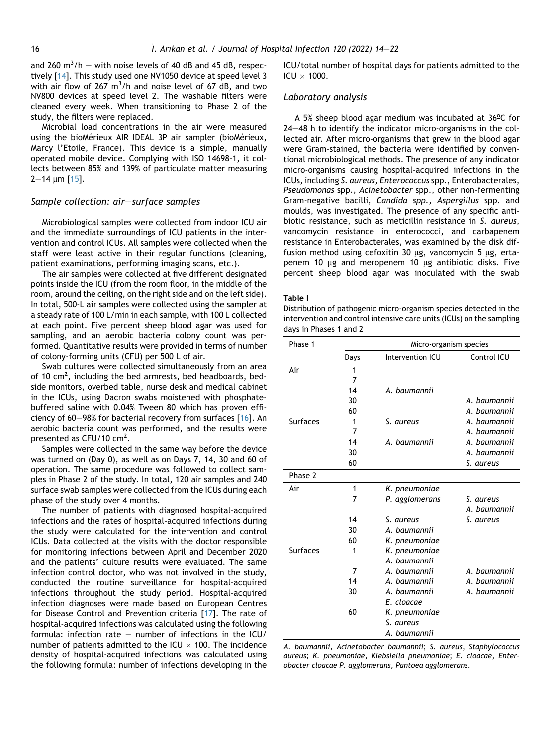and 260 $m^3$/h – with noise levels of 40 dB and 45 dB, respectively [14]. This study used one NV1050 device at speed level 3 with air flow of 267 $m^3$/h and noise level of 67 dB, and two NV800 devices at speed level 2. The washable filters were cleaned every week. When transitioning to Phase 2 of the study, the filters were replaced.

Microbial load concentrations in the air were measured using the bioMérieux AIR IDEAL 3P air sampler (bioMérieux, Marcy l'Etoile, France). This device is a simple, manually operated mobile device. Complying with ISO 14698-1, it collects between 85% and 139% of particulate matter measuring 2–14 μm [15].

### Sample collection: air–surface samples

Microbiological samples were collected from indoor ICU air and the immediate surroundings of ICU patients in the intervention and control ICUs. All samples were collected when the staff were least active in their regular functions (cleaning, patient examinations, performing imaging scans, etc.).

The air samples were collected at five different designated points inside the ICU (from the room floor, in the middle of the room, around the ceiling, on the right side and on the left side). In total, 500-L air samples were collected using the sampler at a steady rate of 100 L/min in each sample, with 100 L collected at each point. Five percent sheep blood agar was used for sampling, and an aerobic bacteria colony count was performed. Quantitative results were provided in terms of number of colony-forming units (CFU) per 500 L of air.

Swab cultures were collected simultaneously from an area of 10 $cm^2$, including the bed armrests, bed headboards, bedside monitors, overbed table, nurse desk and medical cabinet in the ICUs, using Dacron swabs moistened with phosphate-buffered saline with 0.04% Tween 80 which has proven efficiency of 60–98% for bacterial recovery from surfaces [16]. An aerobic bacteria count was performed, and the results were presented as CFU/10 $cm^2$.

Samples were collected in the same way before the device was turned on (Day 0), as well as on Days 7, 14, 30 and 60 of operation. The same procedure was followed to collect samples in Phase 2 of the study. In total, 120 air samples and 240 surface swab samples were collected from the ICUs during each phase of the study over 4 months.

The number of patients with diagnosed hospital-acquired infections and the rates of hospital-acquired infections during the study were calculated for the intervention and control ICUs. Data collected at the visits with the doctor responsible for monitoring infections between April and December 2020 and the patients' culture results were evaluated. The same infection control doctor, who was not involved in the study, conducted the routine surveillance for hospital-acquired infections throughout the study period. Hospital-acquired infection diagnoses were made based on European Centres for Disease Control and Prevention criteria [17]. The rate of hospital-acquired infections was calculated using the following formula: infection rate = number of infections in the ICU/number of patients admitted to the ICU × 100. The incidence density of hospital-acquired infections was calculated using the following formula: number of infections developing in the ICU/total number of hospital days for patients admitted to the ICU × 1000.

### Laboratory analysis

A 5% sheep blood agar medium was incubated at 36ºC for 24–48 h to identify the indicator micro-organisms in the collected air. After micro-organisms that grew in the blood agar were Gram-stained, the bacteria were identified by conventional microbiological methods. The presence of any indicator micro-organisms causing hospital-acquired infections in the ICUs, including *S. aureus*, *Enterococcus* spp., Enterobacterales, *Pseudomonas* spp., *Acinetobacter* spp., other non-fermenting Gram-negative bacilli, *Candida spp.*, *Aspergillus* spp. and moulds, was investigated. The presence of any specific antibiotic resistance, such as meticillin resistance in *S. aureus*, vancomycin resistance in enterococci, and carbapenem resistance in Enterobacterales, was examined by the disk diffusion method using cefoxitin 30 μg, vancomycin 5 μg, ertapenem 10 μg and meropenem 10 μg antibiotic disks. Five percent sheep blood agar was inoculated with the swab

**Table I**

Distribution of pathogenic micro-organism species detected in the intervention and control intensive care units (ICUs) on the sampling days in Phases 1 and 2

| Phase 1 | Micro-organism species | | |
|---|---|---|---|
| | Days | Intervention ICU | Control ICU |
| Air | 1 | | |
| | 7 | | |
| | 14 | *A. baumannii* | |
| | 30 | | *A. baumannii* |
| | 60 | | *A. baumannii* |
| Surfaces | 1 | *S. aureus* | *A. baumannii* |
| | 7 | | *A. baumannii* |
| | 14 | *A. baumannii* | *A. baumannii* |
| | 30 | | *A. baumannii* |
| | 60 | | *S. aureus* |
| **Phase 2** | | | |
| Air | 1 | *K. pneumoniae* | |
| | 7 | *P. agglomerans* | *S. aureus*<br>*A. baumannii* |
| | 14 | *S. aureus* | *S. aureus* |
| | 30 | *A. baumannii* | |
| | 60 | *K. pneumoniae* | |
| Surfaces | 1 | *K. pneumoniae*<br>*A. baumannii* | |
| | 7 | *A. baumannii* | *A. baumannii* |
| | 14 | *A. baumannii* | *A. baumannii* |
| | 30 | *A. baumannii*<br>*E. cloacae* | *A. baumannii* |
| | 60 | *K. pneumoniae*<br>*S. aureus*<br>*A. baumannii* | |

*A. baumannii*, *Acinetobacter baumannii*; *S. aureus*, *Staphylococcus aureus*; *K. pneumoniae*, *Klebsiella pneumoniae*; *E. cloacae*, *Enterobacter cloacae P. agglomerans*, *Pantoea agglomerans*.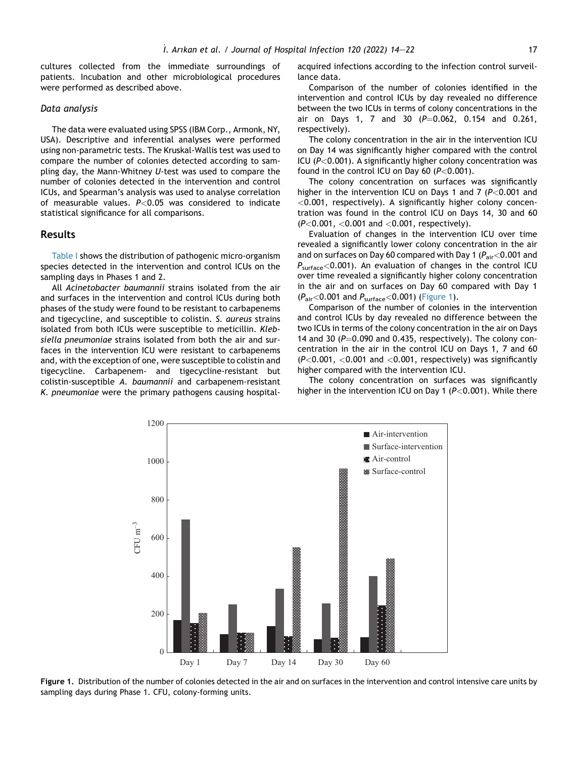cultures collected from the immediate surroundings of patients. Incubation and other microbiological procedures were performed as described above.

### Data analysis

The data were evaluated using SPSS (IBM Corp., Armonk, NY, USA). Descriptive and inferential analyses were performed using non-parametric tests. The Kruskal-Wallis test was used to compare the number of colonies detected according to sampling day, the Mann-Whitney *U*-test was used to compare the number of colonies detected in the intervention and control ICUs, and Spearman's analysis was used to analyse correlation of measurable values. $P<0.05$ was considered to indicate statistical significance for all comparisons.

## Results

Table I shows the distribution of pathogenic micro-organism species detected in the intervention and control ICUs on the sampling days in Phases 1 and 2.

All *Acinetobacter baumannii* strains isolated from the air and surfaces in the intervention and control ICUs during both phases of the study were found to be resistant to carbapenems and tigecycline, and susceptible to colistin. *S. aureus* strains isolated from both ICUs were susceptible to meticillin. *Klebsiella pneumoniae* strains isolated from both the air and surfaces in the intervention ICU were resistant to carbapenems and, with the exception of one, were susceptible to colistin and tigecycline. Carbapenem- and tigecycline-resistant but colistin-susceptible *A. baumannii* and carbapenem-resistant *K. pneumoniae* were the primary pathogens causing hospital-acquired infections according to the infection control surveillance data.

Comparison of the number of colonies identified in the intervention and control ICUs by day revealed no difference between the two ICUs in terms of colony concentrations in the air on Days 1, 7 and 30 ($P=0.062$, 0.154 and 0.261, respectively).

The colony concentration in the air in the intervention ICU on Day 14 was significantly higher compared with the control ICU ($P<0.001$). A significantly higher colony concentration was found in the control ICU on Day 60 ($P<0.001$).

The colony concentration on surfaces was significantly higher in the intervention ICU on Days 1 and 7 ($P<0.001$ and $<0.001$, respectively). A significantly higher colony concentration was found in the control ICU on Days 14, 30 and 60 ($P<0.001$, $<0.001$ and $<0.001$, respectively).

Evaluation of changes in the intervention ICU over time revealed a significantly lower colony concentration in the air and on surfaces on Day 60 compared with Day 1 ($P_{air}<0.001$ and $P_{surface}<0.001$). An evaluation of changes in the control ICU over time revealed a significantly higher colony concentration in the air and on surfaces on Day 60 compared with Day 1 ($P_{air}<0.001$ and $P_{surface}<0.001$) (Figure 1).

Comparison of the number of colonies in the intervention and control ICUs by day revealed no difference between the two ICUs in terms of the colony concentration in the air on Days 14 and 30 ($P=0.090$ and 0.435, respectively). The colony concentration in the air in the control ICU on Days 1, 7 and 60 ($P<0.001$, $<0.001$ and $<0.001$, respectively) was significantly higher compared with the intervention ICU.

The colony concentration on surfaces was significantly higher in the intervention ICU on Day 1 ($P<0.001$). While there

**Figure 1.** Distribution of the number of colonies detected in the air and on surfaces in the intervention and control intensive care units by sampling days during Phase 1. CFU, colony-forming units.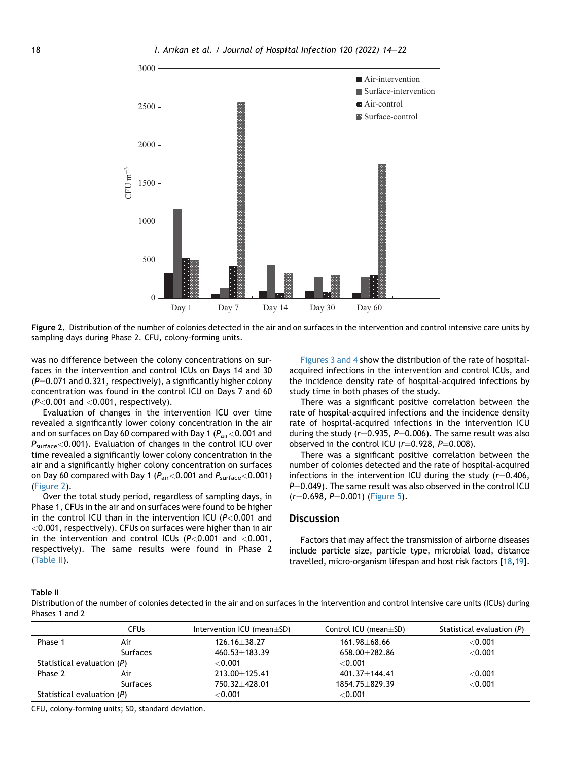Figure 2. Distribution of the number of colonies detected in the air and on surfaces in the intervention and control intensive care units by sampling days during Phase 2. CFU, colony-forming units.

was no difference between the colony concentrations on surfaces in the intervention and control ICUs on Days 14 and 30 ($P$=0.071 and 0.321, respectively), a significantly higher colony concentration was found in the control ICU on Days 7 and 60 ($P$<0.001 and <0.001, respectively).

Evaluation of changes in the intervention ICU over time revealed a significantly lower colony concentration in the air and on surfaces on Day 60 compared with Day 1 ($P_{air}<0.001$ and $P_{surface}<0.001$). Evaluation of changes in the control ICU over time revealed a significantly lower colony concentration in the air and a significantly higher colony concentration on surfaces on Day 60 compared with Day 1 ($P_{air}<0.001$ and $P_{surface}<0.001$) (Figure 2).

Over the total study period, regardless of sampling days, in Phase 1, CFUs in the air and on surfaces were found to be higher in the control ICU than in the intervention ICU ($P$<0.001 and <0.001, respectively). CFUs on surfaces were higher than in air in the intervention and control ICUs ($P$<0.001 and <0.001, respectively). The same results were found in Phase 2 (Table II).

Figures 3 and 4 show the distribution of the rate of hospital-acquired infections in the intervention and control ICUs, and the incidence density rate of hospital-acquired infections by study time in both phases of the study.

There was a significant positive correlation between the rate of hospital-acquired infections and the incidence density rate of hospital-acquired infections in the intervention ICU during the study ($r$=0.935, $P$=0.006). The same result was also observed in the control ICU ($r$=0.928, $P$=0.008).

There was a significant positive correlation between the number of colonies detected and the rate of hospital-acquired infections in the intervention ICU during the study ($r$=0.406, $P$=0.049). The same result was also observed in the control ICU ($r$=0.698, $P$=0.001) (Figure 5).

## Discussion

Factors that may affect the transmission of airborne diseases include particle size, particle type, microbial load, distance travelled, micro-organism lifespan and host risk factors [18,19].

**Table II**
Distribution of the number of colonies detected in the air and on surfaces in the intervention and control intensive care units (ICUs) during Phases 1 and 2

| | CFUs | Intervention ICU (mean±SD) | Control ICU (mean±SD) | Statistical evaluation ($P$) |
|---|---|---|---|---|
| Phase 1 | Air | 126.16±38.27 | 161.98±68.66 | <0.001 |
| | Surfaces | 460.53±183.39 | 658.00±282.86 | <0.001 |
| Statistical evaluation ($P$) | | <0.001 | <0.001 | |
| Phase 2 | Air | 213.00±125.41 | 401.37±144.41 | <0.001 |
| | Surfaces | 750.32±428.01 | 1854.75±829.39 | <0.001 |
| Statistical evaluation ($P$) | | <0.001 | <0.001 | |

CFU, colony-forming units; SD, standard deviation.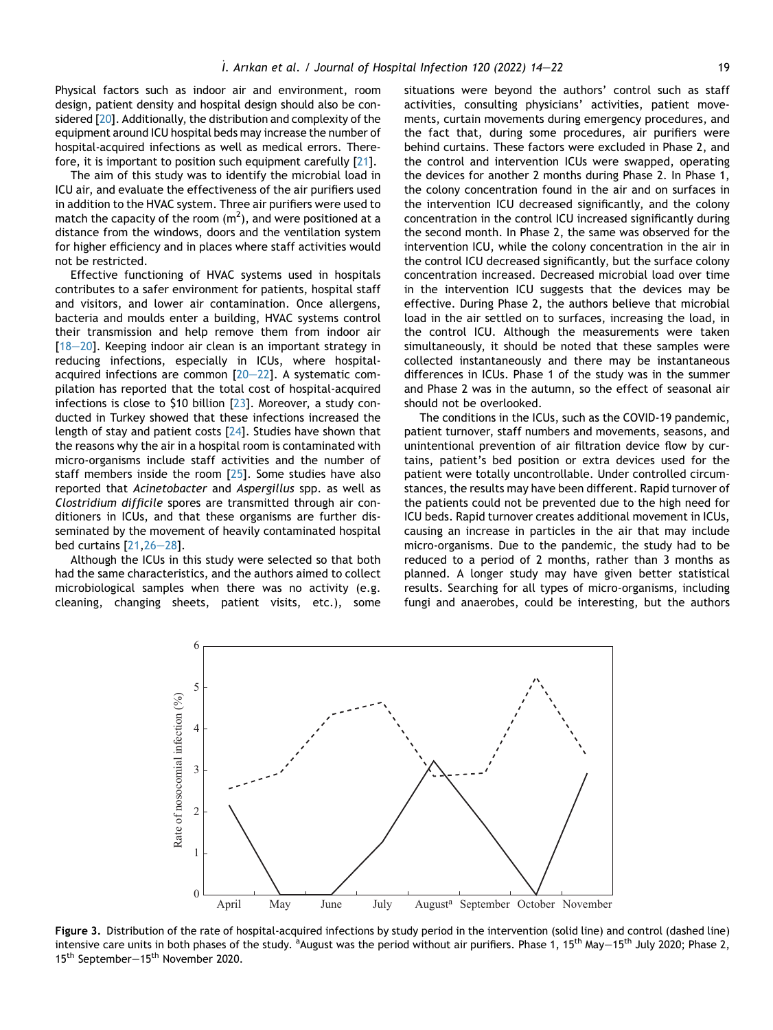Physical factors such as indoor air and environment, room design, patient density and hospital design should also be considered [20]. Additionally, the distribution and complexity of the equipment around ICU hospital beds may increase the number of hospital-acquired infections as well as medical errors. Therefore, it is important to position such equipment carefully [21].

The aim of this study was to identify the microbial load in ICU air, and evaluate the effectiveness of the air purifiers used in addition to the HVAC system. Three air purifiers were used to match the capacity of the room ($m^2$), and were positioned at a distance from the windows, doors and the ventilation system for higher efficiency and in places where staff activities would not be restricted.

Effective functioning of HVAC systems used in hospitals contributes to a safer environment for patients, hospital staff and visitors, and lower air contamination. Once allergens, bacteria and moulds enter a building, HVAC systems control their transmission and help remove them from indoor air [18–20]. Keeping indoor air clean is an important strategy in reducing infections, especially in ICUs, where hospital-acquired infections are common [20–22]. A systematic compilation has reported that the total cost of hospital-acquired infections is close to $10 billion [23]. Moreover, a study conducted in Turkey showed that these infections increased the length of stay and patient costs [24]. Studies have shown that the reasons why the air in a hospital room is contaminated with micro-organisms include staff activities and the number of staff members inside the room [25]. Some studies have also reported that *Acinetobacter* and *Aspergillus* spp. as well as *Clostridium difficile* spores are transmitted through air conditioners in ICUs, and that these organisms are further disseminated by the movement of heavily contaminated hospital bed curtains [21,26–28].

Although the ICUs in this study were selected so that both had the same characteristics, and the authors aimed to collect microbiological samples when there was no activity (e.g. cleaning, changing sheets, patient visits, etc.), some situations were beyond the authors' control such as staff activities, consulting physicians' activities, patient movements, curtain movements during emergency procedures, and the fact that, during some procedures, air purifiers were behind curtains. These factors were excluded in Phase 2, and the control and intervention ICUs were swapped, operating the devices for another 2 months during Phase 2. In Phase 1, the colony concentration found in the air and on surfaces in the intervention ICU decreased significantly, and the colony concentration in the control ICU increased significantly during the second month. In Phase 2, the same was observed for the intervention ICU, while the colony concentration in the air in the control ICU decreased significantly, but the surface colony concentration increased. Decreased microbial load over time in the intervention ICU suggests that the devices may be effective. During Phase 2, the authors believe that microbial load in the air settled on to surfaces, increasing the load, in the control ICU. Although the measurements were taken simultaneously, it should be noted that these samples were collected instantaneously and there may be instantaneous differences in ICUs. Phase 1 of the study was in the summer and Phase 2 was in the autumn, so the effect of seasonal air should not be overlooked.

The conditions in the ICUs, such as the COVID-19 pandemic, patient turnover, staff numbers and movements, seasons, and unintentional prevention of air filtration device flow by curtains, patient's bed position or extra devices used for the patient were totally uncontrollable. Under controlled circumstances, the results may have been different. Rapid turnover of the patients could not be prevented due to the high need for ICU beds. Rapid turnover creates additional movement in ICUs, causing an increase in particles in the air that may include micro-organisms. Due to the pandemic, the study had to be reduced to a period of 2 months, rather than 3 months as planned. A longer study may have given better statistical results. Searching for all types of micro-organisms, including fungi and anaerobes, could be interesting, but the authors

**Figure 3.** Distribution of the rate of hospital-acquired infections by study period in the intervention (solid line) and control (dashed line) intensive care units in both phases of the study. [a]August was the period without air purifiers. Phase 1, 15th May–15th July 2020; Phase 2, 15th September–15th November 2020.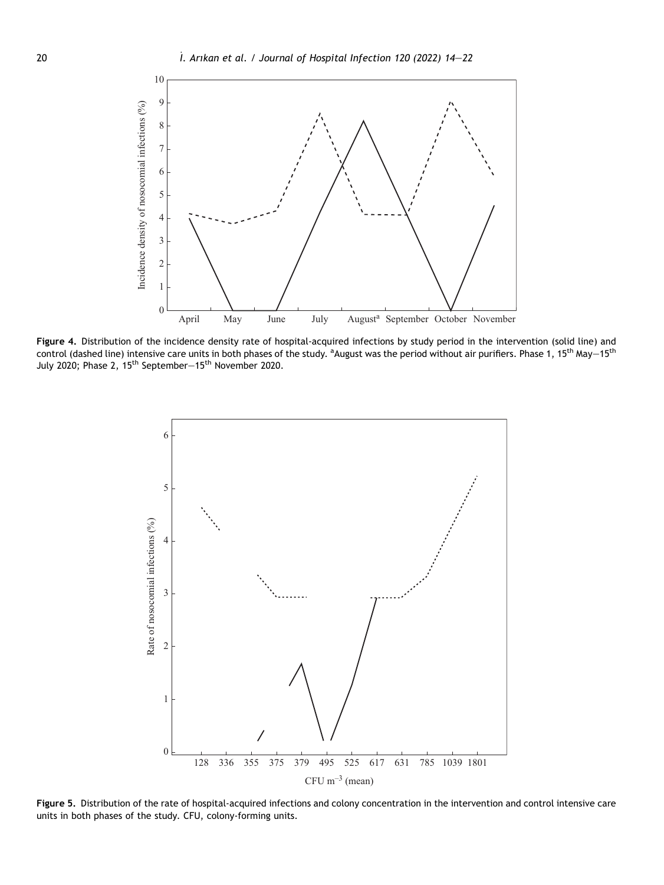**Figure 4.** Distribution of the incidence density rate of hospital-acquired infections by study period in the intervention (solid line) and control (dashed line) intensive care units in both phases of the study. [a]August was the period without air purifiers. Phase 1, 15[th] May—15[th] July 2020; Phase 2, 15[th] September—15[th] November 2020.

**Figure 5.** Distribution of the rate of hospital-acquired infections and colony concentration in the intervention and control intensive care units in both phases of the study. CFU, colony-forming units.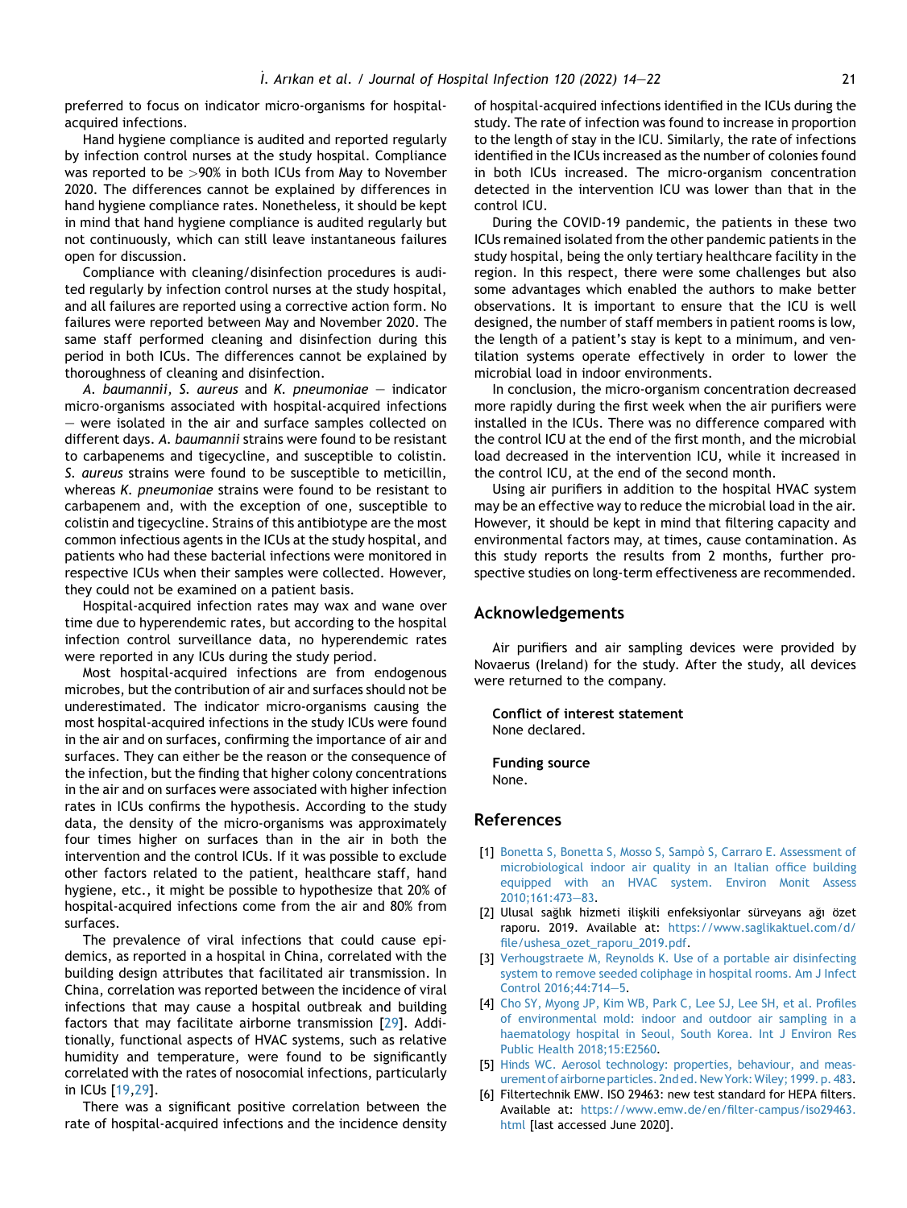preferred to focus on indicator micro-organisms for hospital-acquired infections.

Hand hygiene compliance is audited and reported regularly by infection control nurses at the study hospital. Compliance was reported to be >90% in both ICUs from May to November 2020. The differences cannot be explained by differences in hand hygiene compliance rates. Nonetheless, it should be kept in mind that hand hygiene compliance is audited regularly but not continuously, which can still leave instantaneous failures open for discussion.

Compliance with cleaning/disinfection procedures is audited regularly by infection control nurses at the study hospital, and all failures are reported using a corrective action form. No failures were reported between May and November 2020. The same staff performed cleaning and disinfection during this period in both ICUs. The differences cannot be explained by thoroughness of cleaning and disinfection.

*A. baumannii*, *S. aureus* and *K. pneumoniae* – indicator micro-organisms associated with hospital-acquired infections – were isolated in the air and surface samples collected on different days. *A. baumannii* strains were found to be resistant to carbapenems and tigecycline, and susceptible to colistin. *S. aureus* strains were found to be susceptible to meticillin, whereas *K. pneumoniae* strains were found to be resistant to carbapenem and, with the exception of one, susceptible to colistin and tigecycline. Strains of this antibiotype are the most common infectious agents in the ICUs at the study hospital, and patients who had these bacterial infections were monitored in respective ICUs when their samples were collected. However, they could not be examined on a patient basis.

Hospital-acquired infection rates may wax and wane over time due to hyperendemic rates, but according to the hospital infection control surveillance data, no hyperendemic rates were reported in any ICUs during the study period.

Most hospital-acquired infections are from endogenous microbes, but the contribution of air and surfaces should not be underestimated. The indicator micro-organisms causing the most hospital-acquired infections in the study ICUs were found in the air and on surfaces, confirming the importance of air and surfaces. They can either be the reason or the consequence of the infection, but the finding that higher colony concentrations in the air and on surfaces were associated with higher infection rates in ICUs confirms the hypothesis. According to the study data, the density of the micro-organisms was approximately four times higher on surfaces than in the air in both the intervention and the control ICUs. If it was possible to exclude other factors related to the patient, healthcare staff, hand hygiene, etc., it might be possible to hypothesize that 20% of hospital-acquired infections come from the air and 80% from surfaces.

The prevalence of viral infections that could cause epidemics, as reported in a hospital in China, correlated with the building design attributes that facilitated air transmission. In China, correlation was reported between the incidence of viral infections that may cause a hospital outbreak and building factors that may facilitate airborne transmission [29]. Additionally, functional aspects of HVAC systems, such as relative humidity and temperature, were found to be significantly correlated with the rates of nosocomial infections, particularly in ICUs [19,29].

There was a significant positive correlation between the rate of hospital-acquired infections and the incidence density of hospital-acquired infections identified in the ICUs during the study. The rate of infection was found to increase in proportion to the length of stay in the ICU. Similarly, the rate of infections identified in the ICUs increased as the number of colonies found in both ICUs increased. The micro-organism concentration detected in the intervention ICU was lower than that in the control ICU.

During the COVID-19 pandemic, the patients in these two ICUs remained isolated from the other pandemic patients in the study hospital, being the only tertiary healthcare facility in the region. In this respect, there were some challenges but also some advantages which enabled the authors to make better observations. It is important to ensure that the ICU is well designed, the number of staff members in patient rooms is low, the length of a patient's stay is kept to a minimum, and ventilation systems operate effectively in order to lower the microbial load in indoor environments.

In conclusion, the micro-organism concentration decreased more rapidly during the first week when the air purifiers were installed in the ICUs. There was no difference compared with the control ICU at the end of the first month, and the microbial load decreased in the intervention ICU, while it increased in the control ICU, at the end of the second month.

Using air purifiers in addition to the hospital HVAC system may be an effective way to reduce the microbial load in the air. However, it should be kept in mind that filtering capacity and environmental factors may, at times, cause contamination. As this study reports the results from 2 months, further prospective studies on long-term effectiveness are recommended.

## Acknowledgements

Air purifiers and air sampling devices were provided by Novaerus (Ireland) for the study. After the study, all devices were returned to the company.

**Conflict of interest statement**
None declared.

**Funding source**
None.

## References

[1] Bonetta S, Bonetta S, Mosso S, Sampò S, Carraro E. Assessment of microbiological indoor air quality in an Italian office building equipped with an HVAC system. Environ Monit Assess 2010;161:473–83.

[2] Ulusal sağlık hizmeti ilişkili enfeksiyonlar sürveyans ağı özet raporu. 2019. Available at: https://www.saglikaktuel.com/d/file/ushesa_ozet_raporu_2019.pdf.

[3] Verhougstraete M, Reynolds K. Use of a portable air disinfecting system to remove seeded coliphage in hospital rooms. Am J Infect Control 2016;44:714–5.

[4] Cho SY, Myong JP, Kim WB, Park C, Lee SJ, Lee SH, et al. Profiles of environmental mold: indoor and outdoor air sampling in a haematology hospital in Seoul, South Korea. Int J Environ Res Public Health 2018;15:E2560.

[5] Hinds WC. Aerosol technology: properties, behaviour, and measurement of airborne particles. 2nd ed. New York: Wiley; 1999. p. 483.

[6] Filtertechnik EMW. ISO 29463: new test standard for HEPA filters. Available at: https://www.emw.de/en/filter-campus/iso29463.html [last accessed June 2020].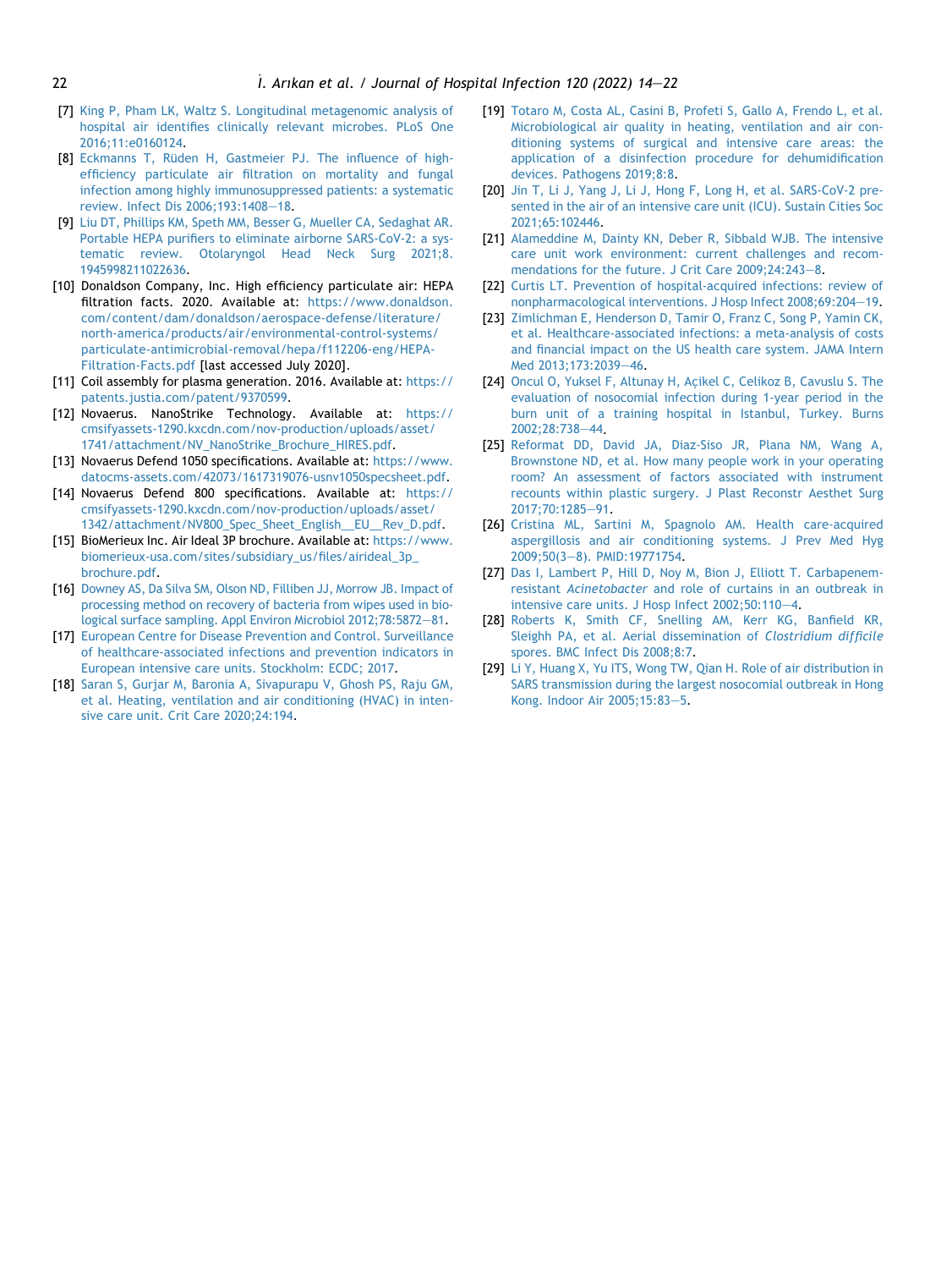[7] King P, Pham LK, Waltz S. Longitudinal metagenomic analysis of hospital air identifies clinically relevant microbes. PLoS One 2016;11:e0160124.

[8] Eckmanns T, Rüden H, Gastmeier PJ. The influence of high-efficiency particulate air filtration on mortality and fungal infection among highly immunosuppressed patients: a systematic review. Infect Dis 2006;193:1408–18.

[9] Liu DT, Phillips KM, Speth MM, Besser G, Mueller CA, Sedaghat AR. Portable HEPA purifiers to eliminate airborne SARS-CoV-2: a systematic review. Otolaryngol Head Neck Surg 2021;8. 1945998211022636.

[10] Donaldson Company, Inc. High efficiency particulate air: HEPA filtration facts. 2020. Available at: https://www.donaldson.com/content/dam/donaldson/aerospace-defense/literature/north-america/products/air/environmental-control-systems/particulate-antimicrobial-removal/hepa/f112206-eng/HEPA-Filtration-Facts.pdf [last accessed July 2020].

[11] Coil assembly for plasma generation. 2016. Available at: https://patents.justia.com/patent/9370599.

[12] Novaerus. NanoStrike Technology. Available at: https://cmsifyassets-1290.kxcdn.com/nov-production/uploads/asset/1741/attachment/NV_NanoStrike_Brochure_HIRES.pdf.

[13] Novaerus Defend 1050 specifications. Available at: https://www.datocms-assets.com/42073/1617319076-usnv1050specsheet.pdf.

[14] Novaerus Defend 800 specifications. Available at: https://cmsifyassets-1290.kxcdn.com/nov-production/uploads/asset/1342/attachment/NV800_Spec_Sheet_English__EU__Rev_D.pdf.

[15] BioMerieux Inc. Air Ideal 3P brochure. Available at: https://www.biomerieux-usa.com/sites/subsidiary_us/files/airideal_3p_brochure.pdf.

[16] Downey AS, Da Silva SM, Olson ND, Filliben JJ, Morrow JB. Impact of processing method on recovery of bacteria from wipes used in biological surface sampling. Appl Environ Microbiol 2012;78:5872–81.

[17] European Centre for Disease Prevention and Control. Surveillance of healthcare-associated infections and prevention indicators in European intensive care units. Stockholm: ECDC; 2017.

[18] Saran S, Gurjar M, Baronia A, Sivapurapu V, Ghosh PS, Raju GM, et al. Heating, ventilation and air conditioning (HVAC) in intensive care unit. Crit Care 2020;24:194.

[19] Totaro M, Costa AL, Casini B, Profeti S, Gallo A, Frendo L, et al. Microbiological air quality in heating, ventilation and air conditioning systems of surgical and intensive care areas: the application of a disinfection procedure for dehumidification devices. Pathogens 2019;8:8.

[20] Jin T, Li J, Yang J, Li J, Hong F, Long H, et al. SARS-CoV-2 presented in the air of an intensive care unit (ICU). Sustain Cities Soc 2021;65:102446.

[21] Alameddine M, Dainty KN, Deber R, Sibbald WJB. The intensive care unit work environment: current challenges and recommendations for the future. J Crit Care 2009;24:243–8.

[22] Curtis LT. Prevention of hospital-acquired infections: review of nonpharmacological interventions. J Hosp Infect 2008;69:204–19.

[23] Zimlichman E, Henderson D, Tamir O, Franz C, Song P, Yamin CK, et al. Healthcare-associated infections: a meta-analysis of costs and financial impact on the US health care system. JAMA Intern Med 2013;173:2039–46.

[24] Oncul O, Yuksel F, Altunay H, Açikel C, Celikoz B, Cavuslu S. The evaluation of nosocomial infection during 1-year period in the burn unit of a training hospital in Istanbul, Turkey. Burns 2002;28:738–44.

[25] Reformat DD, David JA, Diaz-Siso JR, Plana NM, Wang A, Brownstone ND, et al. How many people work in your operating room? An assessment of factors associated with instrument recounts within plastic surgery. J Plast Reconstr Aesthet Surg 2017;70:1285–91.

[26] Cristina ML, Sartini M, Spagnolo AM. Health care-acquired aspergillosis and air conditioning systems. J Prev Med Hyg 2009;50(3–8). PMID:19771754.

[27] Das I, Lambert P, Hill D, Noy M, Bion J, Elliott T. Carbapenem-resistant *Acinetobacter* and role of curtains in an outbreak in intensive care units. J Hosp Infect 2002;50:110–4.

[28] Roberts K, Smith CF, Snelling AM, Kerr KG, Banfield KR, Sleighh PA, et al. Aerial dissemination of *Clostridium difficile* spores. BMC Infect Dis 2008;8:7.

[29] Li Y, Huang X, Yu ITS, Wong TW, Qian H. Role of air distribution in SARS transmission during the largest nosocomial outbreak in Hong Kong. Indoor Air 2005;15:83–5.